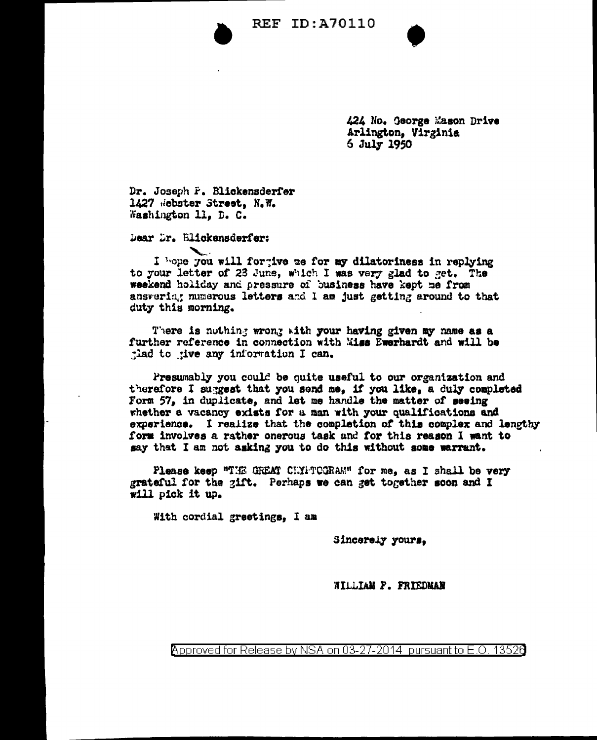424 No. George Mason Drive
Arlington, Virginia
6 July 1950

Dr. Joseph P. Blickensderfer
1427 Webster Street, N.W.
Washington 11, D. C.

Dear Dr. Blickensderfer:

I hope you will forgive me for my dilatoriness in replying to your letter of 23 June, which I was very glad to get. The weekend holiday and pressure of business have kept me from answering numerous letters and I am just getting around to that duty this morning.

There is nothing wrong with your having given my name as a further reference in connection with Miss Ewerhardt and will be glad to give any information I can.

Presumably you could be quite useful to our organization and therefore I suggest that you send me, if you like, a duly completed Form 57, in duplicate, and let me handle the matter of seeing whether a vacancy exists for a man with your qualifications and experience. I realize that the completion of this complex and lengthy form involves a rather onerous task and for this reason I want to say that I am not asking you to do this without some warrant.

Please keep "THE GREAT CRYPTOGRAM" for me, as I shall be very grateful for the gift. Perhaps we can get together soon and I will pick it up.

With cordial greetings, I am

Sincerely yours,

WILLIAM F. FRIEDMAN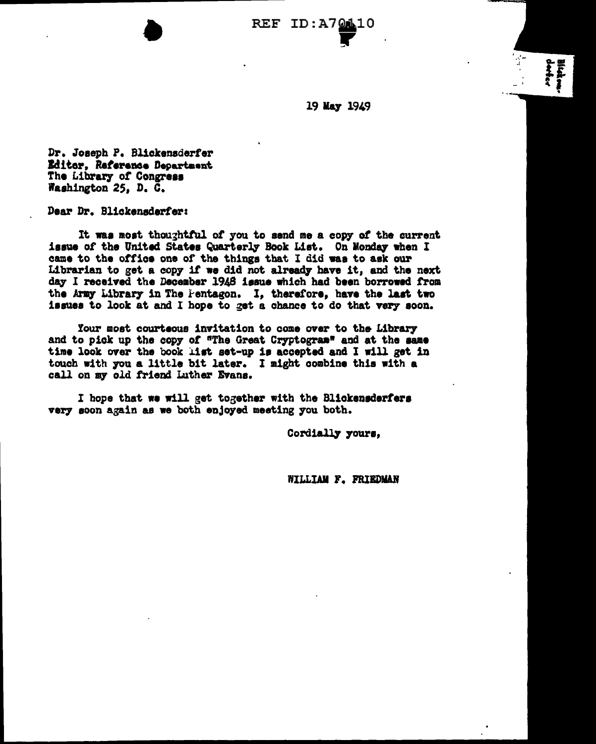REF ID:A70110

19 May 1949

Dr. Joseph P. Blickensderfer
Editor, Reference Department
The Library of Congress
Washington 25, D. C.

Dear Dr. Blickensderfer:

It was most thoughtful of you to send me a copy of the current issue of the United States Quarterly Book List. On Monday when I came to the office one of the things that I did was to ask our Librarian to get a copy if we did not already have it, and the next day I received the December 1948 issue which had been borrowed from the Army Library in The Pentagon. I, therefore, have the last two issues to look at and I hope to get a chance to do that very soon.

Your most courteous invitation to come over to the Library and to pick up the copy of "The Great Cryptogram" and at the same time look over the book list set-up is accepted and I will get in touch with you a little bit later. I might combine this with a call on my old friend Luther Evans.

I hope that we will get together with the Blickensderfers very soon again as we both enjoyed meeting you both.

Cordially yours,

WILLIAM F. FRIEDMAN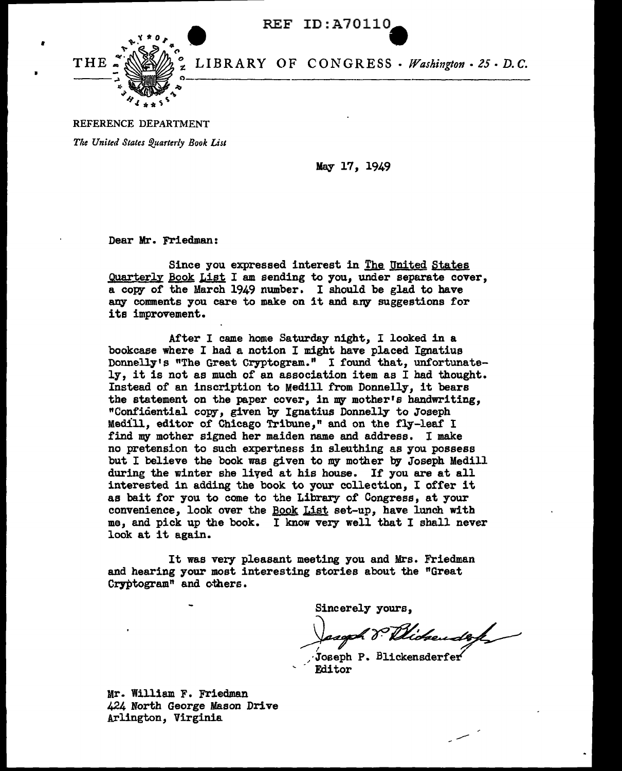REF ID:A70110

THE LIBRARY OF CONGRESS · *Washington · 25 · D.C.*

REFERENCE DEPARTMENT

*The United States Quarterly Book List*

May 17, 1949

Dear Mr. Friedman:

Since you expressed interest in The United States Quarterly Book List I am sending to you, under separate cover, a copy of the March 1949 number. I should be glad to have any comments you care to make on it and any suggestions for its improvement.

After I came home Saturday night, I looked in a bookcase where I had a notion I might have placed Ignatius Donnelly's "The Great Cryptogram." I found that, unfortunately, it is not as much of an association item as I had thought. Instead of an inscription to Medill from Donnelly, it bears the statement on the paper cover, in my mother's handwriting, "Confidential copy, given by Ignatius Donnelly to Joseph Medill, editor of Chicago Tribune," and on the fly-leaf I find my mother signed her maiden name and address. I make no pretension to such expertness in sleuthing as you possess but I believe the book was given to my mother by Joseph Medill during the winter she lived at his house. If you are at all interested in adding the book to your collection, I offer it as bait for you to come to the Library of Congress, at your convenience, look over the Book List set-up, have lunch with me, and pick up the book. I know very well that I shall never look at it again.

It was very pleasant meeting you and Mrs. Friedman and hearing your most interesting stories about the "Great Cryptogram" and others.

Sincerely yours,

Joseph P. Blickensderfer
Editor

Mr. William F. Friedman
424 North George Mason Drive
Arlington, Virginia